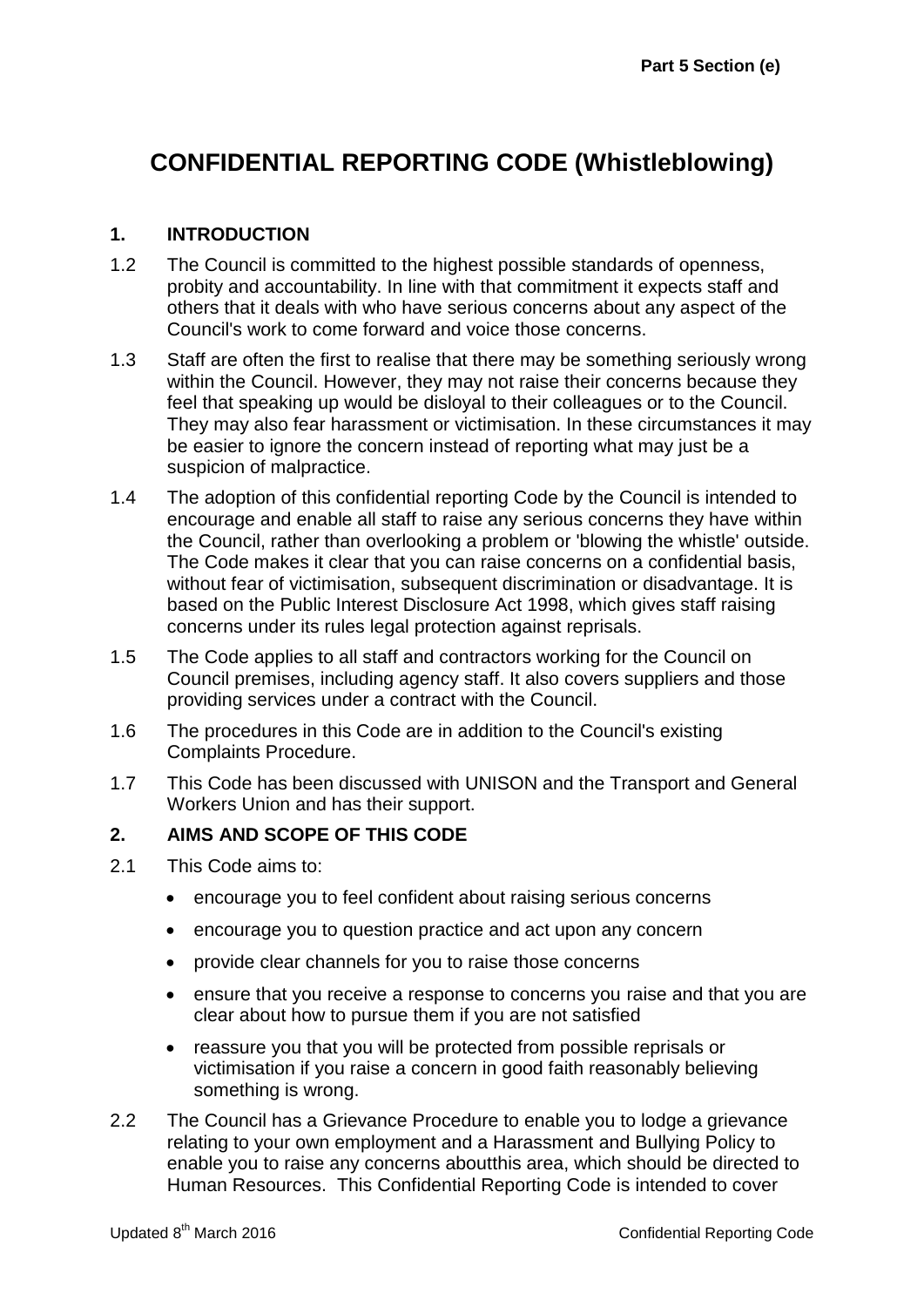Part 5 Section (e)

# CONFIDENTIAL REPORTING CODE (Whistleblowing)

## 1. INTRODUCTION

1.2 The Council is committed to the highest possible standards of openness, probity and accountability. In line with that commitment it expects staff and others that it deals with who have serious concerns about any aspect of the Council's work to come forward and voice those concerns.

1.3 Staff are often the first to realise that there may be something seriously wrong within the Council. However, they may not raise their concerns because they feel that speaking up would be disloyal to their colleagues or to the Council. They may also fear harassment or victimisation. In these circumstances it may be easier to ignore the concern instead of reporting what may just be a suspicion of malpractice.

1.4 The adoption of this confidential reporting Code by the Council is intended to encourage and enable all staff to raise any serious concerns they have within the Council, rather than overlooking a problem or 'blowing the whistle' outside. The Code makes it clear that you can raise concerns on a confidential basis, without fear of victimisation, subsequent discrimination or disadvantage. It is based on the Public Interest Disclosure Act 1998, which gives staff raising concerns under its rules legal protection against reprisals.

1.5 The Code applies to all staff and contractors working for the Council on Council premises, including agency staff. It also covers suppliers and those providing services under a contract with the Council.

1.6 The procedures in this Code are in addition to the Council's existing Complaints Procedure.

1.7 This Code has been discussed with UNISON and the Transport and General Workers Union and has their support.

## 2. AIMS AND SCOPE OF THIS CODE

2.1 This Code aims to:

- encourage you to feel confident about raising serious concerns
- encourage you to question practice and act upon any concern
- provide clear channels for you to raise those concerns
- ensure that you receive a response to concerns you raise and that you are clear about how to pursue them if you are not satisfied
- reassure you that you will be protected from possible reprisals or victimisation if you raise a concern in good faith reasonably believing something is wrong.

2.2 The Council has a Grievance Procedure to enable you to lodge a grievance relating to your own employment and a Harassment and Bullying Policy to enable you to raise any concerns aboutthis area, which should be directed to Human Resources. This Confidential Reporting Code is intended to cover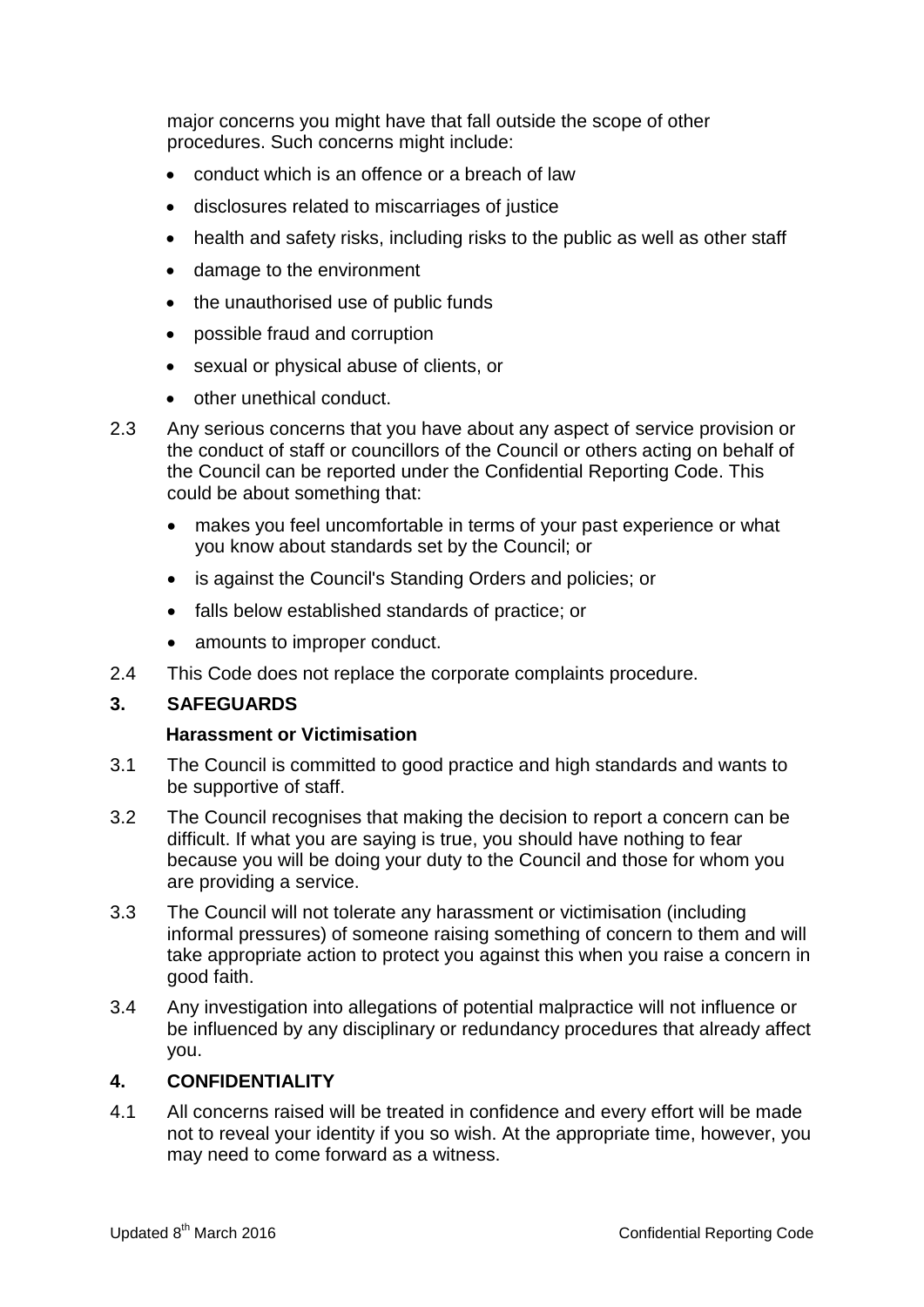major concerns you might have that fall outside the scope of other procedures. Such concerns might include:

- conduct which is an offence or a breach of law
- disclosures related to miscarriages of justice
- health and safety risks, including risks to the public as well as other staff
- damage to the environment
- the unauthorised use of public funds
- possible fraud and corruption
- sexual or physical abuse of clients, or
- other unethical conduct.

2.3 Any serious concerns that you have about any aspect of service provision or the conduct of staff or councillors of the Council or others acting on behalf of the Council can be reported under the Confidential Reporting Code. This could be about something that:

- makes you feel uncomfortable in terms of your past experience or what you know about standards set by the Council; or
- is against the Council's Standing Orders and policies; or
- falls below established standards of practice; or
- amounts to improper conduct.

2.4 This Code does not replace the corporate complaints procedure.

## 3. SAFEGUARDS

### Harassment or Victimisation

3.1 The Council is committed to good practice and high standards and wants to be supportive of staff.

3.2 The Council recognises that making the decision to report a concern can be difficult. If what you are saying is true, you should have nothing to fear because you will be doing your duty to the Council and those for whom you are providing a service.

3.3 The Council will not tolerate any harassment or victimisation (including informal pressures) of someone raising something of concern to them and will take appropriate action to protect you against this when you raise a concern in good faith.

3.4 Any investigation into allegations of potential malpractice will not influence or be influenced by any disciplinary or redundancy procedures that already affect you.

## 4. CONFIDENTIALITY

4.1 All concerns raised will be treated in confidence and every effort will be made not to reveal your identity if you so wish. At the appropriate time, however, you may need to come forward as a witness.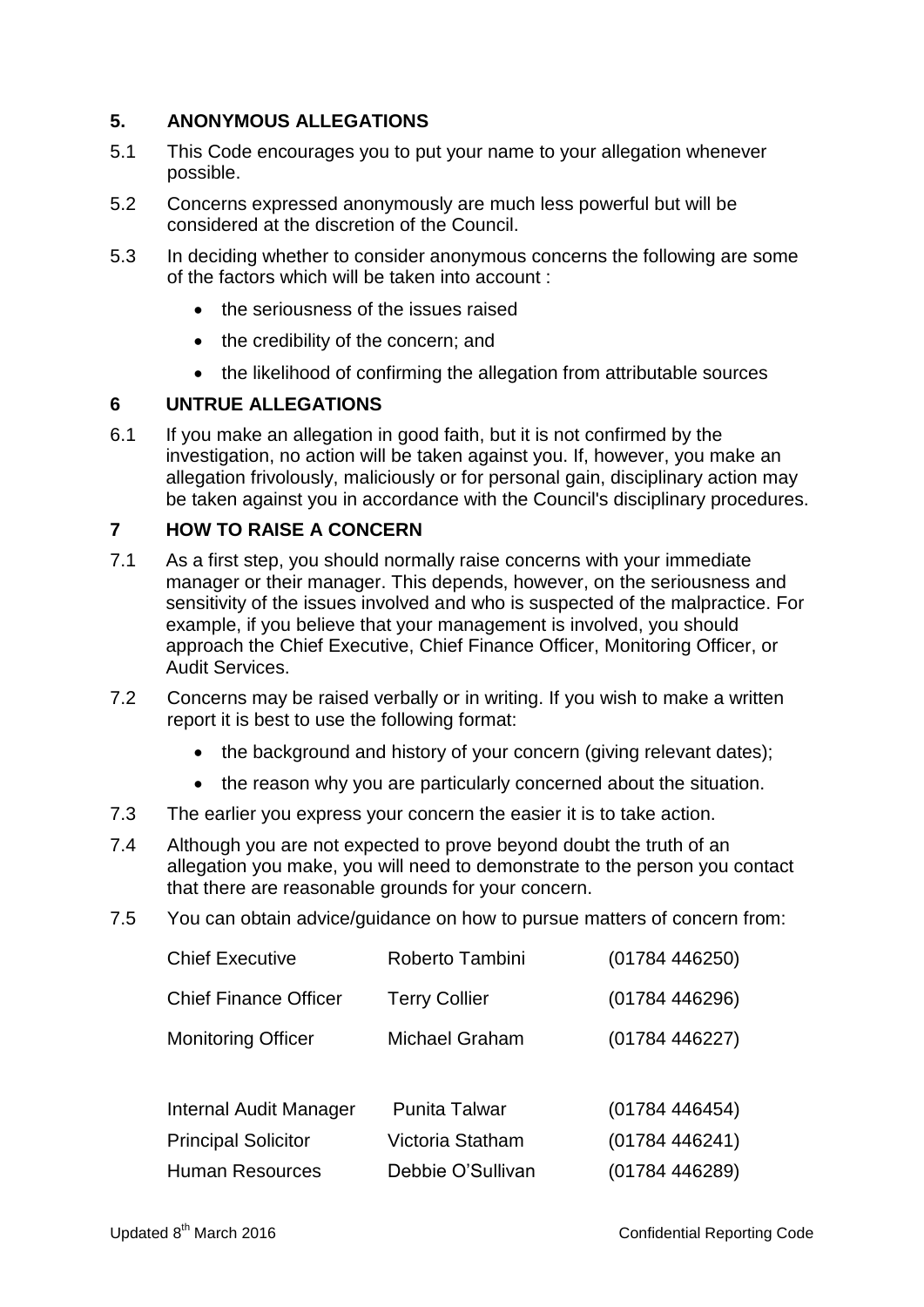## 5. ANONYMOUS ALLEGATIONS

5.1 This Code encourages you to put your name to your allegation whenever possible.

5.2 Concerns expressed anonymously are much less powerful but will be considered at the discretion of the Council.

5.3 In deciding whether to consider anonymous concerns the following are some of the factors which will be taken into account :

- the seriousness of the issues raised
- the credibility of the concern; and
- the likelihood of confirming the allegation from attributable sources

## 6 UNTRUE ALLEGATIONS

6.1 If you make an allegation in good faith, but it is not confirmed by the investigation, no action will be taken against you. If, however, you make an allegation frivolously, maliciously or for personal gain, disciplinary action may be taken against you in accordance with the Council's disciplinary procedures.

## 7 HOW TO RAISE A CONCERN

7.1 As a first step, you should normally raise concerns with your immediate manager or their manager. This depends, however, on the seriousness and sensitivity of the issues involved and who is suspected of the malpractice. For example, if you believe that your management is involved, you should approach the Chief Executive, Chief Finance Officer, Monitoring Officer, or Audit Services.

7.2 Concerns may be raised verbally or in writing. If you wish to make a written report it is best to use the following format:

- the background and history of your concern (giving relevant dates);
- the reason why you are particularly concerned about the situation.

7.3 The earlier you express your concern the easier it is to take action.

7.4 Although you are not expected to prove beyond doubt the truth of an allegation you make, you will need to demonstrate to the person you contact that there are reasonable grounds for your concern.

7.5 You can obtain advice/guidance on how to pursue matters of concern from:

| | | |
|---|---|---|
| Chief Executive | Roberto Tambini | (01784 446250) |
| Chief Finance Officer | Terry Collier | (01784 446296) |
| Monitoring Officer | Michael Graham | (01784 446227) |
| Internal Audit Manager | Punita Talwar | (01784 446454) |
| Principal Solicitor | Victoria Statham | (01784 446241) |
| Human Resources | Debbie O'Sullivan | (01784 446289) |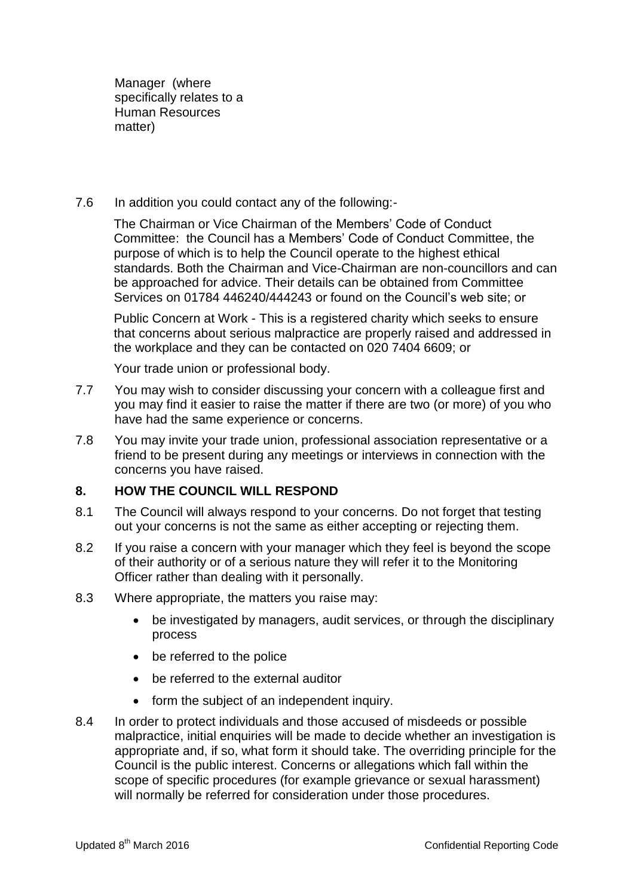Manager (where specifically relates to a Human Resources matter)

7.6 In addition you could contact any of the following:-

The Chairman or Vice Chairman of the Members' Code of Conduct Committee: the Council has a Members' Code of Conduct Committee, the purpose of which is to help the Council operate to the highest ethical standards. Both the Chairman and Vice-Chairman are non-councillors and can be approached for advice. Their details can be obtained from Committee Services on 01784 446240/444243 or found on the Council's web site; or

Public Concern at Work - This is a registered charity which seeks to ensure that concerns about serious malpractice are properly raised and addressed in the workplace and they can be contacted on 020 7404 6609; or

Your trade union or professional body.

7.7 You may wish to consider discussing your concern with a colleague first and you may find it easier to raise the matter if there are two (or more) of you who have had the same experience or concerns.

7.8 You may invite your trade union, professional association representative or a friend to be present during any meetings or interviews in connection with the concerns you have raised.

## 8. HOW THE COUNCIL WILL RESPOND

8.1 The Council will always respond to your concerns. Do not forget that testing out your concerns is not the same as either accepting or rejecting them.

8.2 If you raise a concern with your manager which they feel is beyond the scope of their authority or of a serious nature they will refer it to the Monitoring Officer rather than dealing with it personally.

8.3 Where appropriate, the matters you raise may:

- be investigated by managers, audit services, or through the disciplinary process
- be referred to the police
- be referred to the external auditor
- form the subject of an independent inquiry.

8.4 In order to protect individuals and those accused of misdeeds or possible malpractice, initial enquiries will be made to decide whether an investigation is appropriate and, if so, what form it should take. The overriding principle for the Council is the public interest. Concerns or allegations which fall within the scope of specific procedures (for example grievance or sexual harassment) will normally be referred for consideration under those procedures.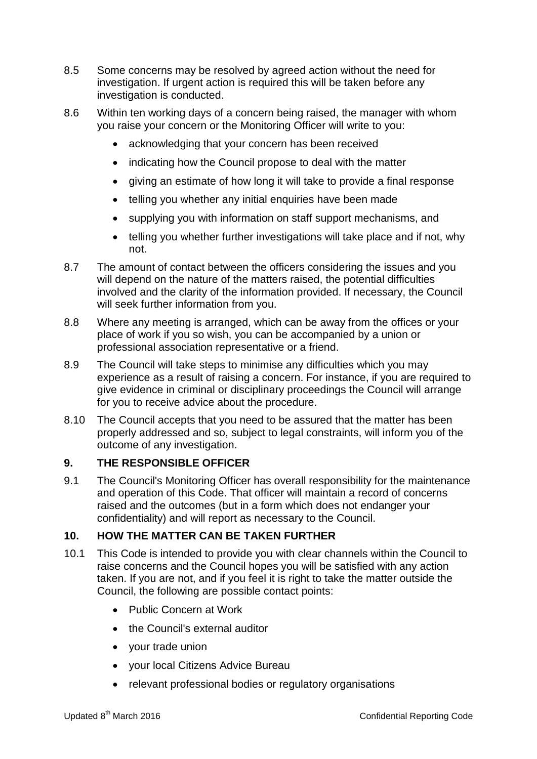8.5 Some concerns may be resolved by agreed action without the need for investigation. If urgent action is required this will be taken before any investigation is conducted.

8.6 Within ten working days of a concern being raised, the manager with whom you raise your concern or the Monitoring Officer will write to you:

- acknowledging that your concern has been received
- indicating how the Council propose to deal with the matter
- giving an estimate of how long it will take to provide a final response
- telling you whether any initial enquiries have been made
- supplying you with information on staff support mechanisms, and
- telling you whether further investigations will take place and if not, why not.

8.7 The amount of contact between the officers considering the issues and you will depend on the nature of the matters raised, the potential difficulties involved and the clarity of the information provided. If necessary, the Council will seek further information from you.

8.8 Where any meeting is arranged, which can be away from the offices or your place of work if you so wish, you can be accompanied by a union or professional association representative or a friend.

8.9 The Council will take steps to minimise any difficulties which you may experience as a result of raising a concern. For instance, if you are required to give evidence in criminal or disciplinary proceedings the Council will arrange for you to receive advice about the procedure.

8.10 The Council accepts that you need to be assured that the matter has been properly addressed and so, subject to legal constraints, will inform you of the outcome of any investigation.

## 9. THE RESPONSIBLE OFFICER

9.1 The Council's Monitoring Officer has overall responsibility for the maintenance and operation of this Code. That officer will maintain a record of concerns raised and the outcomes (but in a form which does not endanger your confidentiality) and will report as necessary to the Council.

## 10. HOW THE MATTER CAN BE TAKEN FURTHER

10.1 This Code is intended to provide you with clear channels within the Council to raise concerns and the Council hopes you will be satisfied with any action taken. If you are not, and if you feel it is right to take the matter outside the Council, the following are possible contact points:

- Public Concern at Work
- the Council's external auditor
- your trade union
- your local Citizens Advice Bureau
- relevant professional bodies or regulatory organisations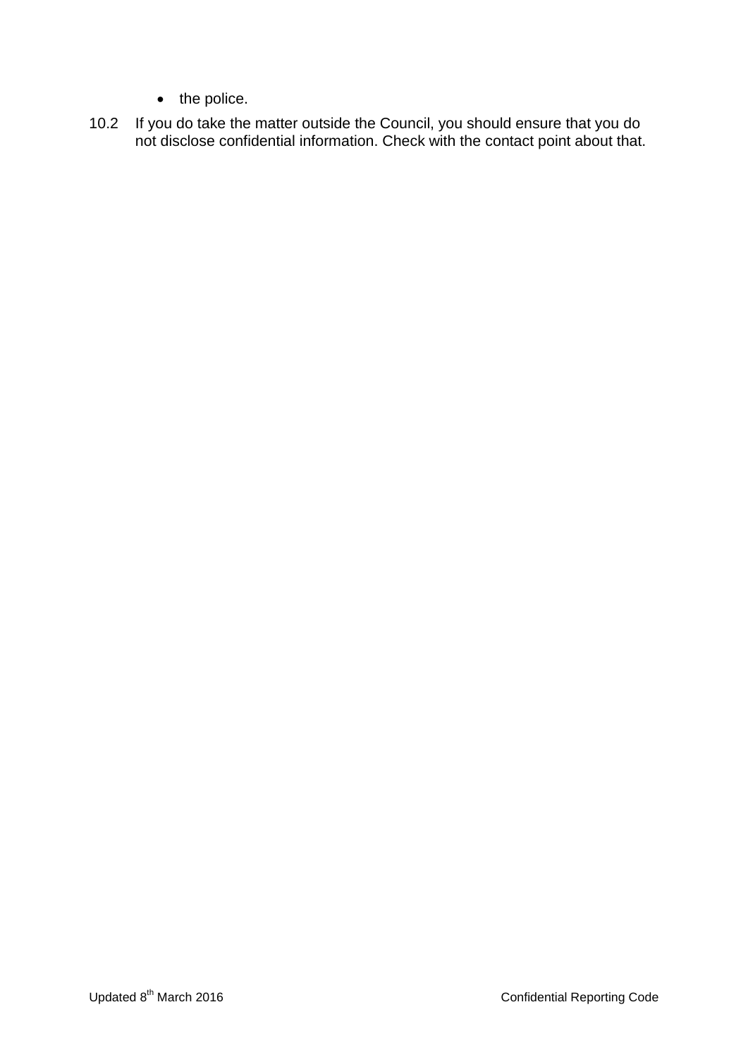- the police.

10.2 If you do take the matter outside the Council, you should ensure that you do not disclose confidential information. Check with the contact point about that.